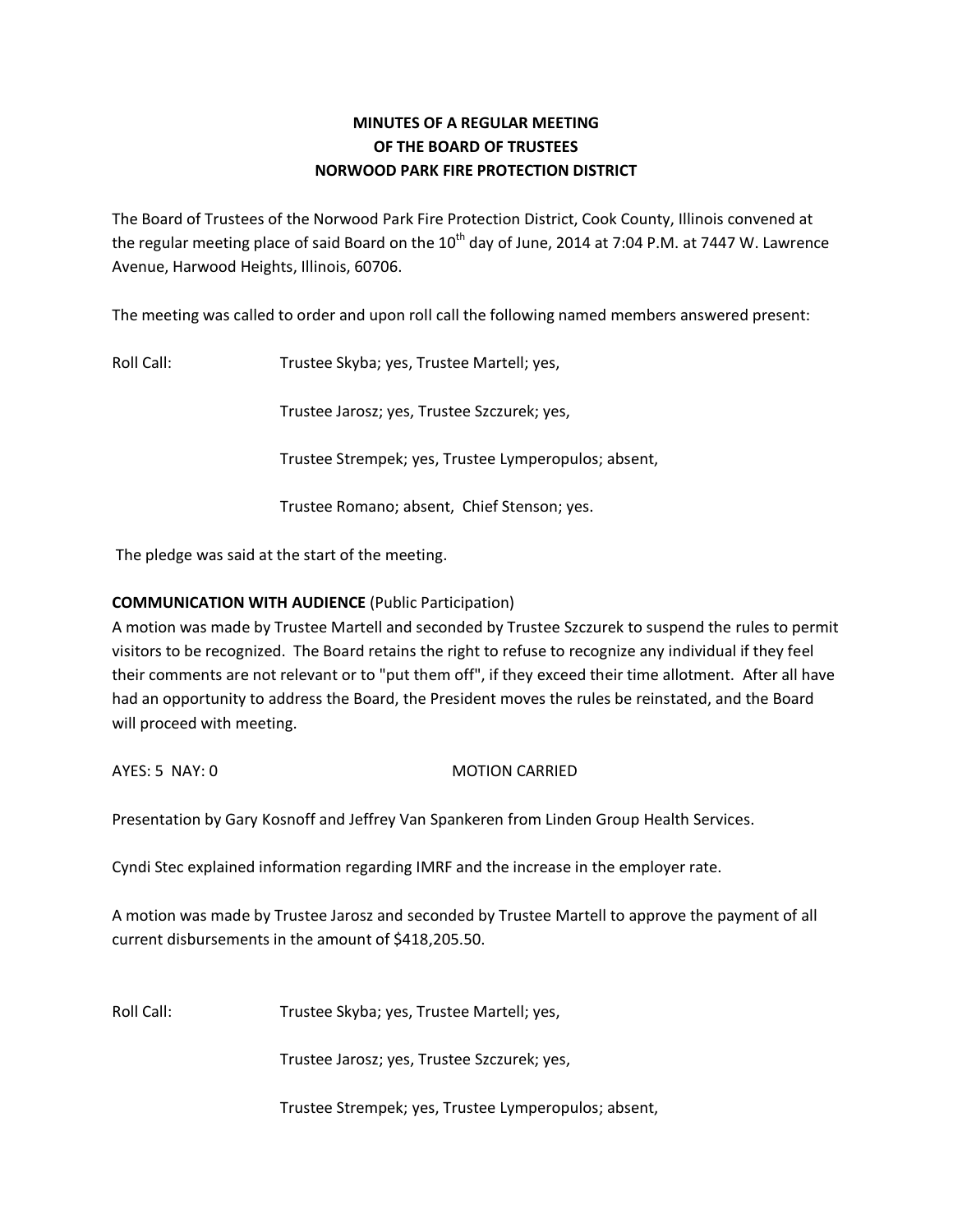# MINUTES OF A REGULAR MEETING
# OF THE BOARD OF TRUSTEES
# NORWOOD PARK FIRE PROTECTION DISTRICT

The Board of Trustees of the Norwood Park Fire Protection District, Cook County, Illinois convened at the regular meeting place of said Board on the 10th day of June, 2014 at 7:04 P.M. at 7447 W. Lawrence Avenue, Harwood Heights, Illinois, 60706.

The meeting was called to order and upon roll call the following named members answered present:

Roll Call: Trustee Skyba; yes, Trustee Martell; yes,

Trustee Jarosz; yes, Trustee Szczurek; yes,

Trustee Strempek; yes, Trustee Lymperopulos; absent,

Trustee Romano; absent, Chief Stenson; yes.

The pledge was said at the start of the meeting.

**COMMUNICATION WITH AUDIENCE** (Public Participation)

A motion was made by Trustee Martell and seconded by Trustee Szczurek to suspend the rules to permit visitors to be recognized. The Board retains the right to refuse to recognize any individual if they feel their comments are not relevant or to "put them off", if they exceed their time allotment. After all have had an opportunity to address the Board, the President moves the rules be reinstated, and the Board will proceed with meeting.

AYES: 5 NAY: 0 MOTION CARRIED

Presentation by Gary Kosnoff and Jeffrey Van Spankeren from Linden Group Health Services.

Cyndi Stec explained information regarding IMRF and the increase in the employer rate.

A motion was made by Trustee Jarosz and seconded by Trustee Martell to approve the payment of all current disbursements in the amount of $418,205.50.

Roll Call: Trustee Skyba; yes, Trustee Martell; yes,

Trustee Jarosz; yes, Trustee Szczurek; yes,

Trustee Strempek; yes, Trustee Lymperopulos; absent,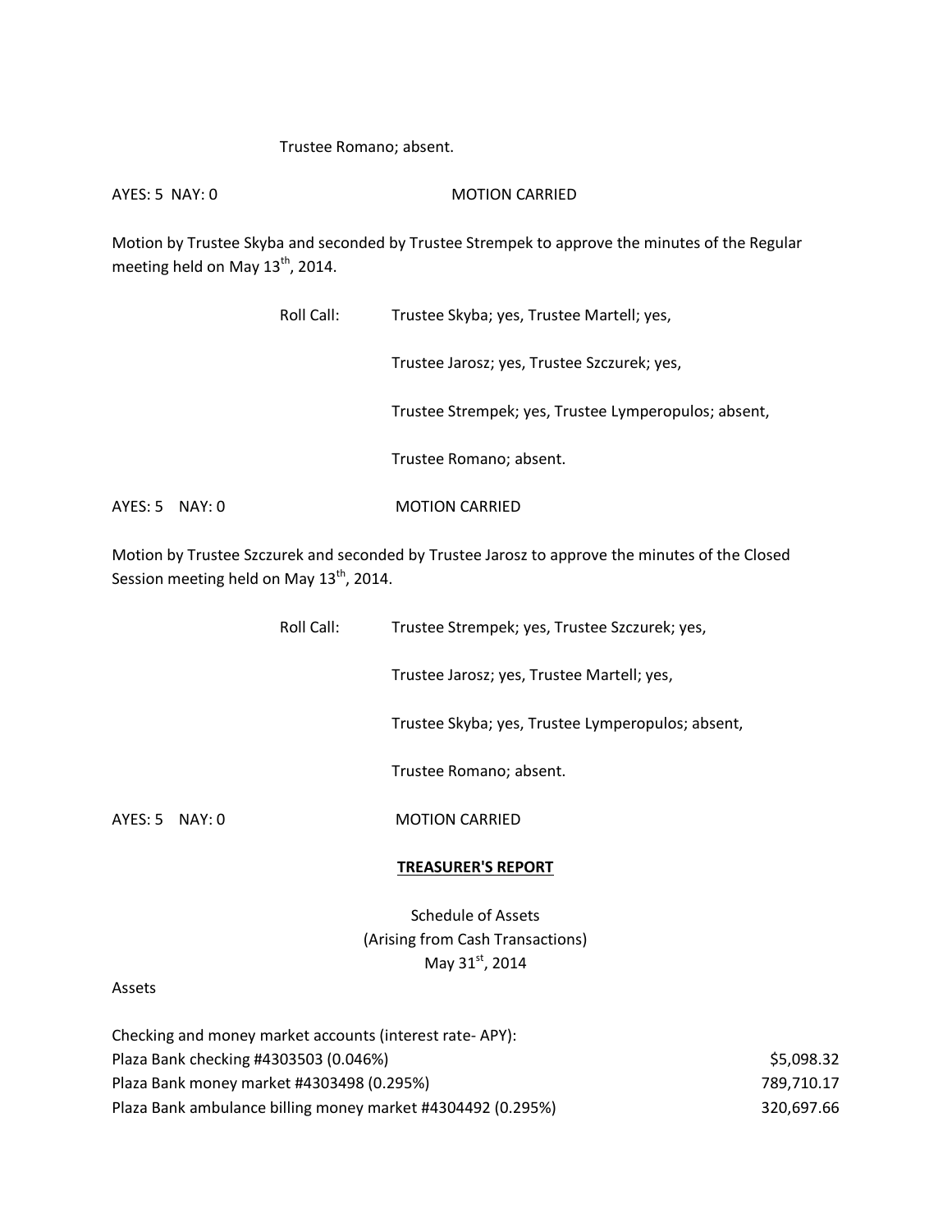Trustee Romano; absent.

AYES: 5 NAY: 0 MOTION CARRIED

Motion by Trustee Skyba and seconded by Trustee Strempek to approve the minutes of the Regular meeting held on May 13th, 2014.

Roll Call: Trustee Skyba; yes, Trustee Martell; yes,

Trustee Jarosz; yes, Trustee Szczurek; yes,

Trustee Strempek; yes, Trustee Lymperopulos; absent,

Trustee Romano; absent.

AYES: 5 NAY: 0 MOTION CARRIED

Motion by Trustee Szczurek and seconded by Trustee Jarosz to approve the minutes of the Closed Session meeting held on May 13th, 2014.

Roll Call: Trustee Strempek; yes, Trustee Szczurek; yes,

Trustee Jarosz; yes, Trustee Martell; yes,

Trustee Skyba; yes, Trustee Lymperopulos; absent,

Trustee Romano; absent.

AYES: 5 NAY: 0 MOTION CARRIED

**TREASURER'S REPORT**

Schedule of Assets
(Arising from Cash Transactions)
May 31st, 2014

Assets

| Checking and money market accounts (interest rate- APY): | |
|---|---|
| Plaza Bank checking #4303503 (0.046%) | $5,098.32 |
| Plaza Bank money market #4303498 (0.295%) | 789,710.17 |
| Plaza Bank ambulance billing money market #4304492 (0.295%) | 320,697.66 |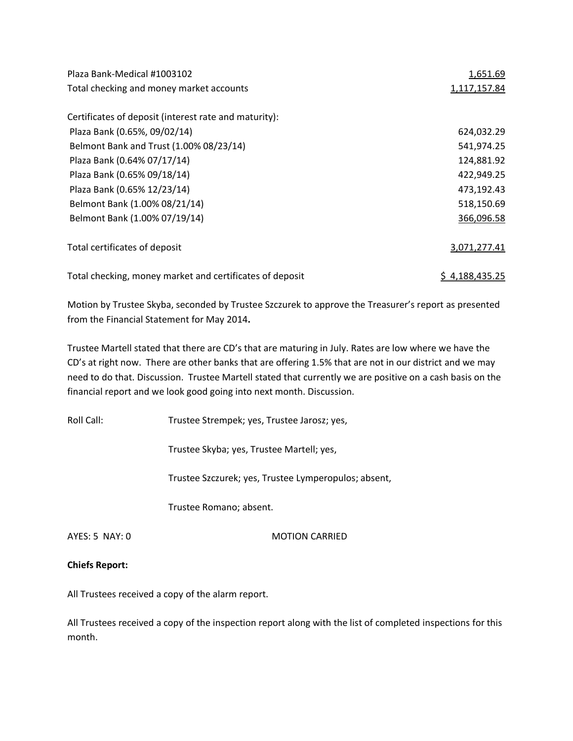| | |
|---|---|
| Plaza Bank-Medical #1003102 | 1,651.69 |
| Total checking and money market accounts | 1,117,157.84 |
| | |
| Certificates of deposit (interest rate and maturity): | |
| Plaza Bank (0.65%, 09/02/14) | 624,032.29 |
| Belmont Bank and Trust (1.00% 08/23/14) | 541,974.25 |
| Plaza Bank (0.64% 07/17/14) | 124,881.92 |
| Plaza Bank (0.65% 09/18/14) | 422,949.25 |
| Plaza Bank (0.65% 12/23/14) | 473,192.43 |
| Belmont Bank (1.00% 08/21/14) | 518,150.69 |
| Belmont Bank (1.00% 07/19/14) | 366,096.58 |
| | |
| Total certificates of deposit | 3,071,277.41 |
| | |
| Total checking, money market and certificates of deposit | $ 4,188,435.25 |

Motion by Trustee Skyba, seconded by Trustee Szczurek to approve the Treasurer's report as presented from the Financial Statement for May 2014**.**

Trustee Martell stated that there are CD's that are maturing in July. Rates are low where we have the CD's at right now. There are other banks that are offering 1.5% that are not in our district and we may need to do that. Discussion. Trustee Martell stated that currently we are positive on a cash basis on the financial report and we look good going into next month. Discussion.

Roll Call: Trustee Strempek; yes, Trustee Jarosz; yes,

Trustee Skyba; yes, Trustee Martell; yes,

Trustee Szczurek; yes, Trustee Lymperopulos; absent,

Trustee Romano; absent.

AYES: 5 NAY: 0 MOTION CARRIED

**Chiefs Report:**

All Trustees received a copy of the alarm report.

All Trustees received a copy of the inspection report along with the list of completed inspections for this month.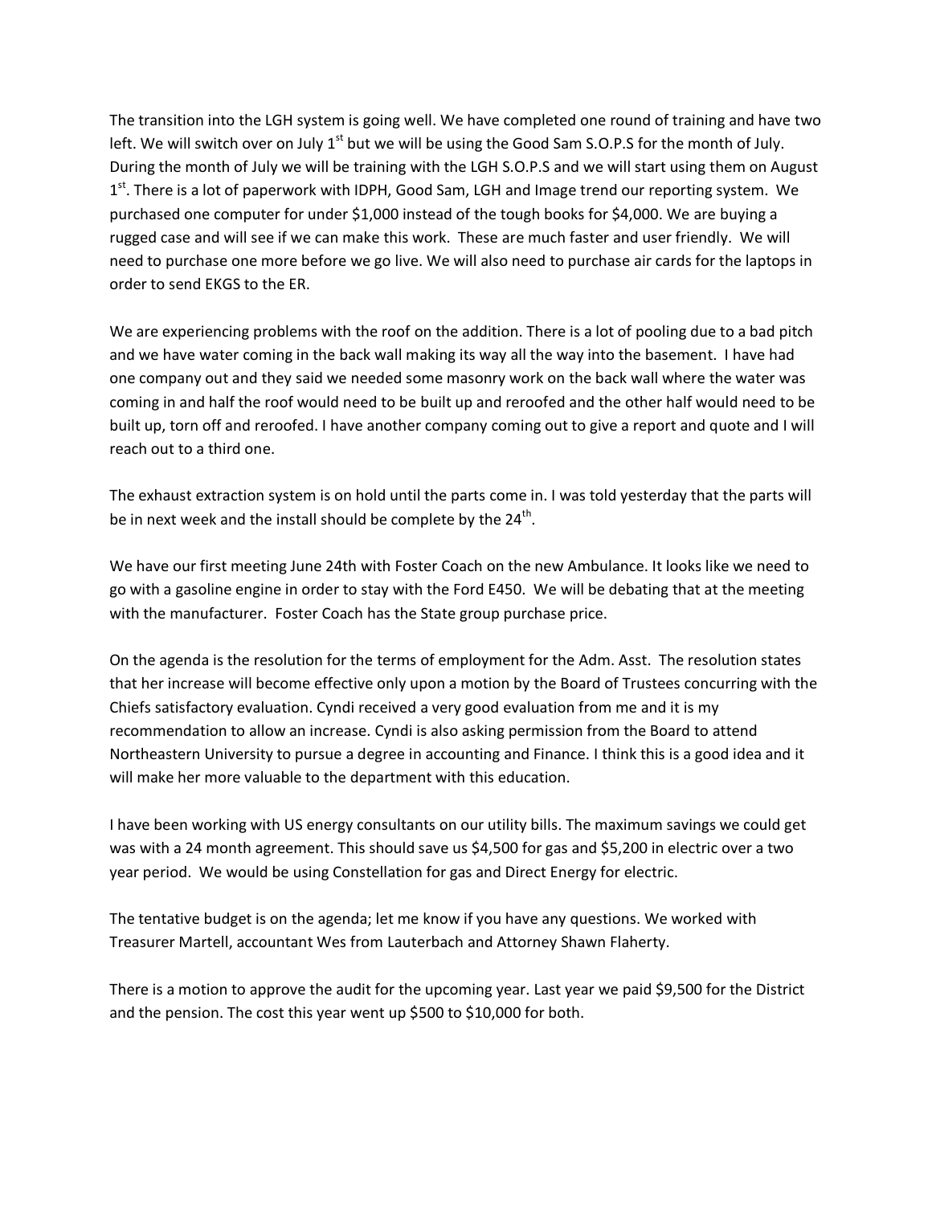The transition into the LGH system is going well. We have completed one round of training and have two left. We will switch over on July 1st but we will be using the Good Sam S.O.P.S for the month of July. During the month of July we will be training with the LGH S.O.P.S and we will start using them on August 1st. There is a lot of paperwork with IDPH, Good Sam, LGH and Image trend our reporting system. We purchased one computer for under $1,000 instead of the tough books for $4,000. We are buying a rugged case and will see if we can make this work. These are much faster and user friendly. We will need to purchase one more before we go live. We will also need to purchase air cards for the laptops in order to send EKGS to the ER.

We are experiencing problems with the roof on the addition. There is a lot of pooling due to a bad pitch and we have water coming in the back wall making its way all the way into the basement. I have had one company out and they said we needed some masonry work on the back wall where the water was coming in and half the roof would need to be built up and reroofed and the other half would need to be built up, torn off and reroofed. I have another company coming out to give a report and quote and I will reach out to a third one.

The exhaust extraction system is on hold until the parts come in. I was told yesterday that the parts will be in next week and the install should be complete by the 24th.

We have our first meeting June 24th with Foster Coach on the new Ambulance. It looks like we need to go with a gasoline engine in order to stay with the Ford E450. We will be debating that at the meeting with the manufacturer. Foster Coach has the State group purchase price.

On the agenda is the resolution for the terms of employment for the Adm. Asst. The resolution states that her increase will become effective only upon a motion by the Board of Trustees concurring with the Chiefs satisfactory evaluation. Cyndi received a very good evaluation from me and it is my recommendation to allow an increase. Cyndi is also asking permission from the Board to attend Northeastern University to pursue a degree in accounting and Finance. I think this is a good idea and it will make her more valuable to the department with this education.

I have been working with US energy consultants on our utility bills. The maximum savings we could get was with a 24 month agreement. This should save us $4,500 for gas and $5,200 in electric over a two year period. We would be using Constellation for gas and Direct Energy for electric.

The tentative budget is on the agenda; let me know if you have any questions. We worked with Treasurer Martell, accountant Wes from Lauterbach and Attorney Shawn Flaherty.

There is a motion to approve the audit for the upcoming year. Last year we paid $9,500 for the District and the pension. The cost this year went up $500 to $10,000 for both.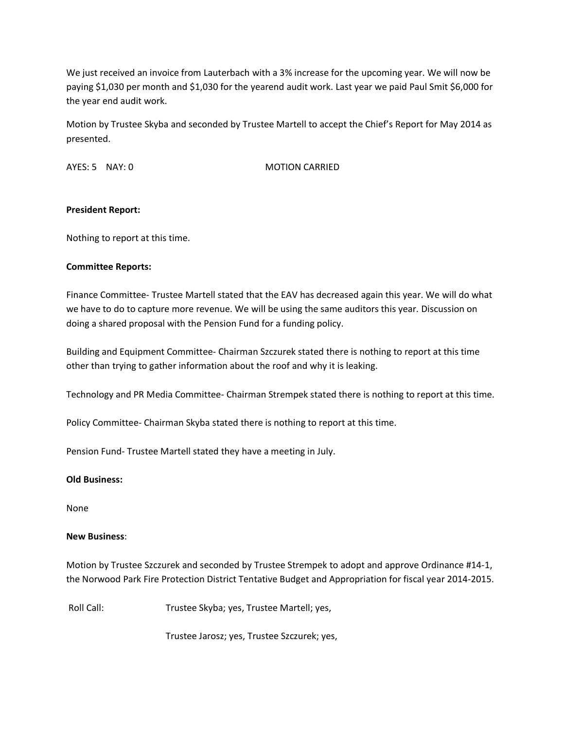We just received an invoice from Lauterbach with a 3% increase for the upcoming year. We will now be paying $1,030 per month and $1,030 for the yearend audit work. Last year we paid Paul Smit $6,000 for the year end audit work.

Motion by Trustee Skyba and seconded by Trustee Martell to accept the Chief's Report for May 2014 as presented.

AYES: 5 NAY: 0 MOTION CARRIED

**President Report:**

Nothing to report at this time.

**Committee Reports:**

Finance Committee- Trustee Martell stated that the EAV has decreased again this year. We will do what we have to do to capture more revenue. We will be using the same auditors this year. Discussion on doing a shared proposal with the Pension Fund for a funding policy.

Building and Equipment Committee- Chairman Szczurek stated there is nothing to report at this time other than trying to gather information about the roof and why it is leaking.

Technology and PR Media Committee- Chairman Strempek stated there is nothing to report at this time.

Policy Committee- Chairman Skyba stated there is nothing to report at this time.

Pension Fund- Trustee Martell stated they have a meeting in July.

**Old Business:**

None

**New Business**:

Motion by Trustee Szczurek and seconded by Trustee Strempek to adopt and approve Ordinance #14-1, the Norwood Park Fire Protection District Tentative Budget and Appropriation for fiscal year 2014-2015.

Roll Call: Trustee Skyba; yes, Trustee Martell; yes,

Trustee Jarosz; yes, Trustee Szczurek; yes,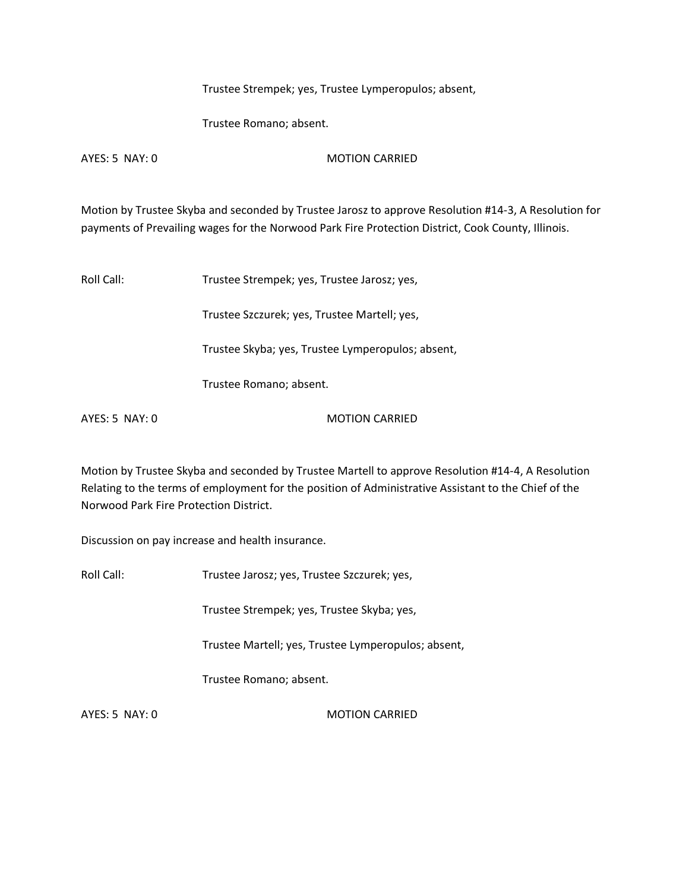Trustee Strempek; yes, Trustee Lymperopulos; absent,

Trustee Romano; absent.

AYES: 5 NAY: 0 MOTION CARRIED

Motion by Trustee Skyba and seconded by Trustee Jarosz to approve Resolution #14-3, A Resolution for payments of Prevailing wages for the Norwood Park Fire Protection District, Cook County, Illinois.

Roll Call: Trustee Strempek; yes, Trustee Jarosz; yes,

Trustee Szczurek; yes, Trustee Martell; yes,

Trustee Skyba; yes, Trustee Lymperopulos; absent,

Trustee Romano; absent.

AYES: 5 NAY: 0 MOTION CARRIED

Motion by Trustee Skyba and seconded by Trustee Martell to approve Resolution #14-4, A Resolution Relating to the terms of employment for the position of Administrative Assistant to the Chief of the Norwood Park Fire Protection District.

Discussion on pay increase and health insurance.

Roll Call: Trustee Jarosz; yes, Trustee Szczurek; yes,

Trustee Strempek; yes, Trustee Skyba; yes,

Trustee Martell; yes, Trustee Lymperopulos; absent,

Trustee Romano; absent.

AYES: 5 NAY: 0 MOTION CARRIED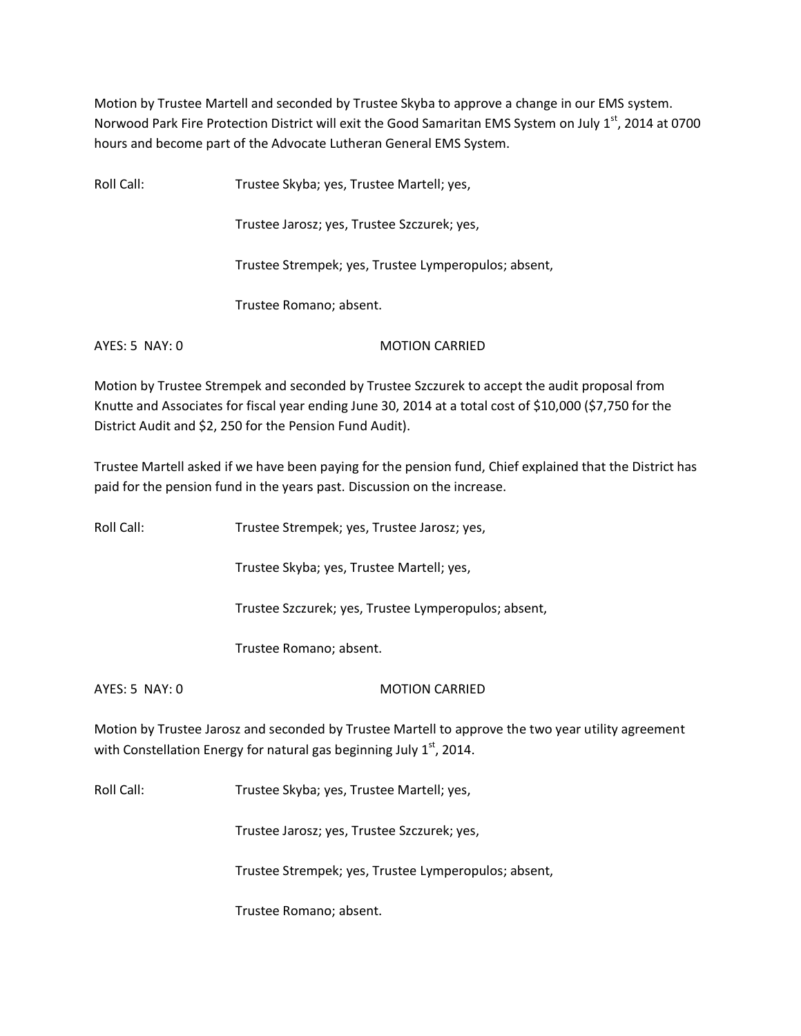Motion by Trustee Martell and seconded by Trustee Skyba to approve a change in our EMS system. Norwood Park Fire Protection District will exit the Good Samaritan EMS System on July 1st, 2014 at 0700 hours and become part of the Advocate Lutheran General EMS System.

Roll Call: Trustee Skyba; yes, Trustee Martell; yes,

Trustee Jarosz; yes, Trustee Szczurek; yes,

Trustee Strempek; yes, Trustee Lymperopulos; absent,

Trustee Romano; absent.

AYES: 5 NAY: 0 MOTION CARRIED

Motion by Trustee Strempek and seconded by Trustee Szczurek to accept the audit proposal from Knutte and Associates for fiscal year ending June 30, 2014 at a total cost of $10,000 ($7,750 for the District Audit and $2, 250 for the Pension Fund Audit).

Trustee Martell asked if we have been paying for the pension fund, Chief explained that the District has paid for the pension fund in the years past. Discussion on the increase.

Roll Call: Trustee Strempek; yes, Trustee Jarosz; yes,

Trustee Skyba; yes, Trustee Martell; yes,

Trustee Szczurek; yes, Trustee Lymperopulos; absent,

Trustee Romano; absent.

AYES: 5 NAY: 0 MOTION CARRIED

Motion by Trustee Jarosz and seconded by Trustee Martell to approve the two year utility agreement with Constellation Energy for natural gas beginning July 1st, 2014.

Roll Call: Trustee Skyba; yes, Trustee Martell; yes,

Trustee Jarosz; yes, Trustee Szczurek; yes,

Trustee Strempek; yes, Trustee Lymperopulos; absent,

Trustee Romano; absent.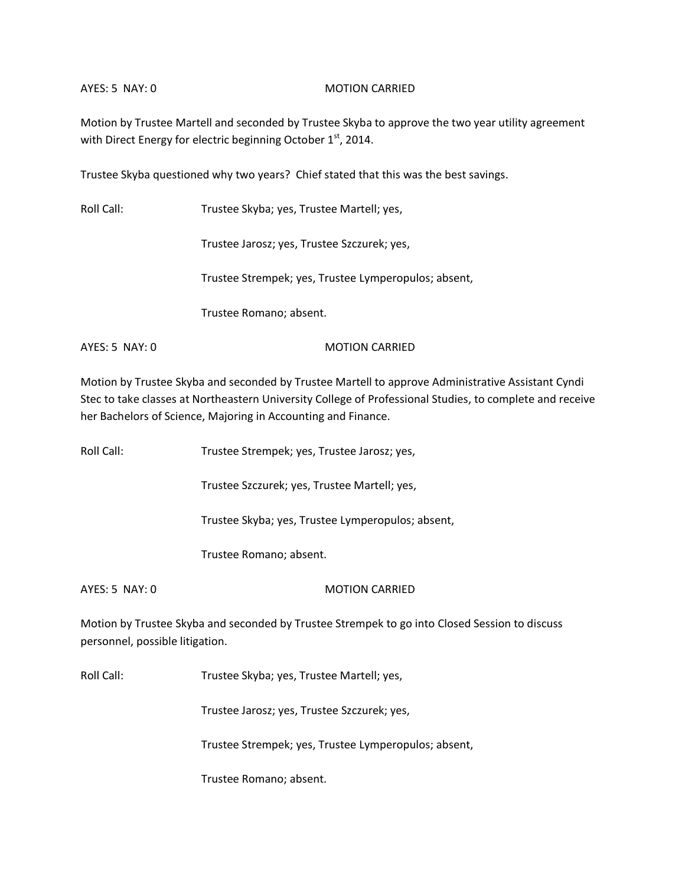AYES: 5 NAY: 0 MOTION CARRIED

Motion by Trustee Martell and seconded by Trustee Skyba to approve the two year utility agreement with Direct Energy for electric beginning October 1st, 2014.

Trustee Skyba questioned why two years? Chief stated that this was the best savings.

Roll Call: Trustee Skyba; yes, Trustee Martell; yes,

Trustee Jarosz; yes, Trustee Szczurek; yes,

Trustee Strempek; yes, Trustee Lymperopulos; absent,

Trustee Romano; absent.

AYES: 5 NAY: 0 MOTION CARRIED

Motion by Trustee Skyba and seconded by Trustee Martell to approve Administrative Assistant Cyndi Stec to take classes at Northeastern University College of Professional Studies, to complete and receive her Bachelors of Science, Majoring in Accounting and Finance.

Roll Call: Trustee Strempek; yes, Trustee Jarosz; yes,

Trustee Szczurek; yes, Trustee Martell; yes,

Trustee Skyba; yes, Trustee Lymperopulos; absent,

Trustee Romano; absent.

AYES: 5 NAY: 0 MOTION CARRIED

Motion by Trustee Skyba and seconded by Trustee Strempek to go into Closed Session to discuss personnel, possible litigation.

Roll Call: Trustee Skyba; yes, Trustee Martell; yes,

Trustee Jarosz; yes, Trustee Szczurek; yes,

Trustee Strempek; yes, Trustee Lymperopulos; absent,

Trustee Romano; absent.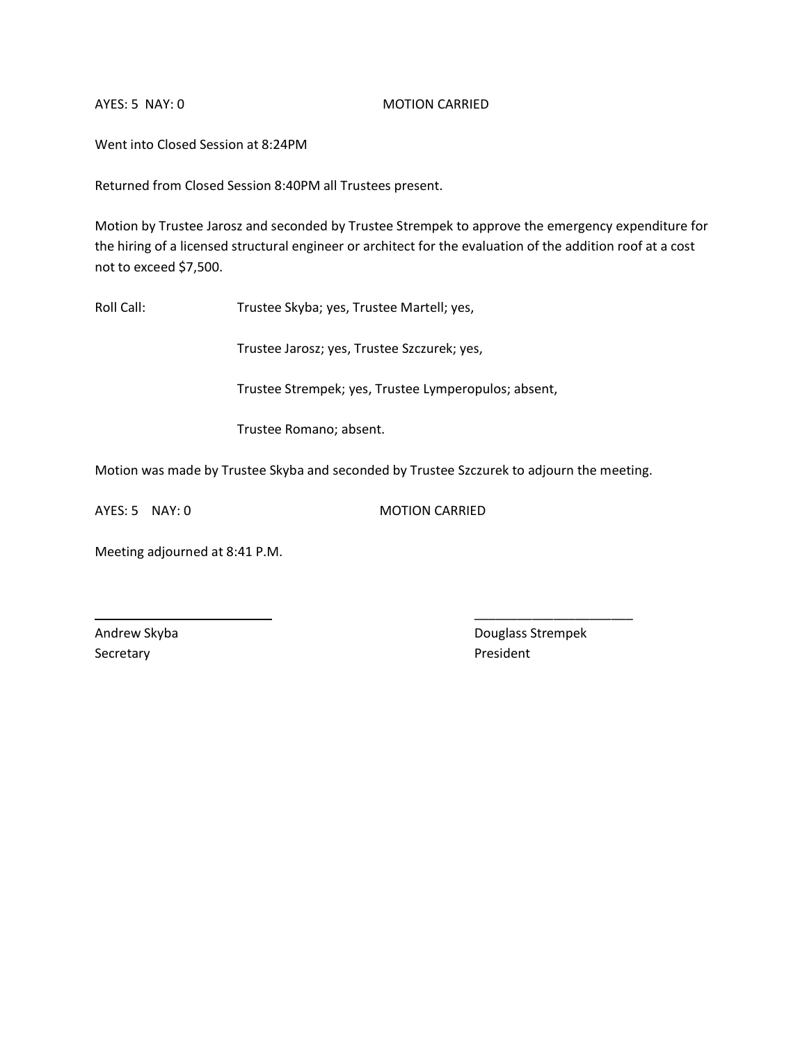AYES: 5 NAY: 0 MOTION CARRIED

Went into Closed Session at 8:24PM

Returned from Closed Session 8:40PM all Trustees present.

Motion by Trustee Jarosz and seconded by Trustee Strempek to approve the emergency expenditure for the hiring of a licensed structural engineer or architect for the evaluation of the addition roof at a cost not to exceed $7,500.

Roll Call: Trustee Skyba; yes, Trustee Martell; yes,

Trustee Jarosz; yes, Trustee Szczurek; yes,

Trustee Strempek; yes, Trustee Lymperopulos; absent,

Trustee Romano; absent.

Motion was made by Trustee Skyba and seconded by Trustee Szczurek to adjourn the meeting.

AYES: 5 NAY: 0 MOTION CARRIED

Meeting adjourned at 8:41 P.M.

______________________ ______________________

Andrew Skyba
Secretary

Douglass Strempek
President